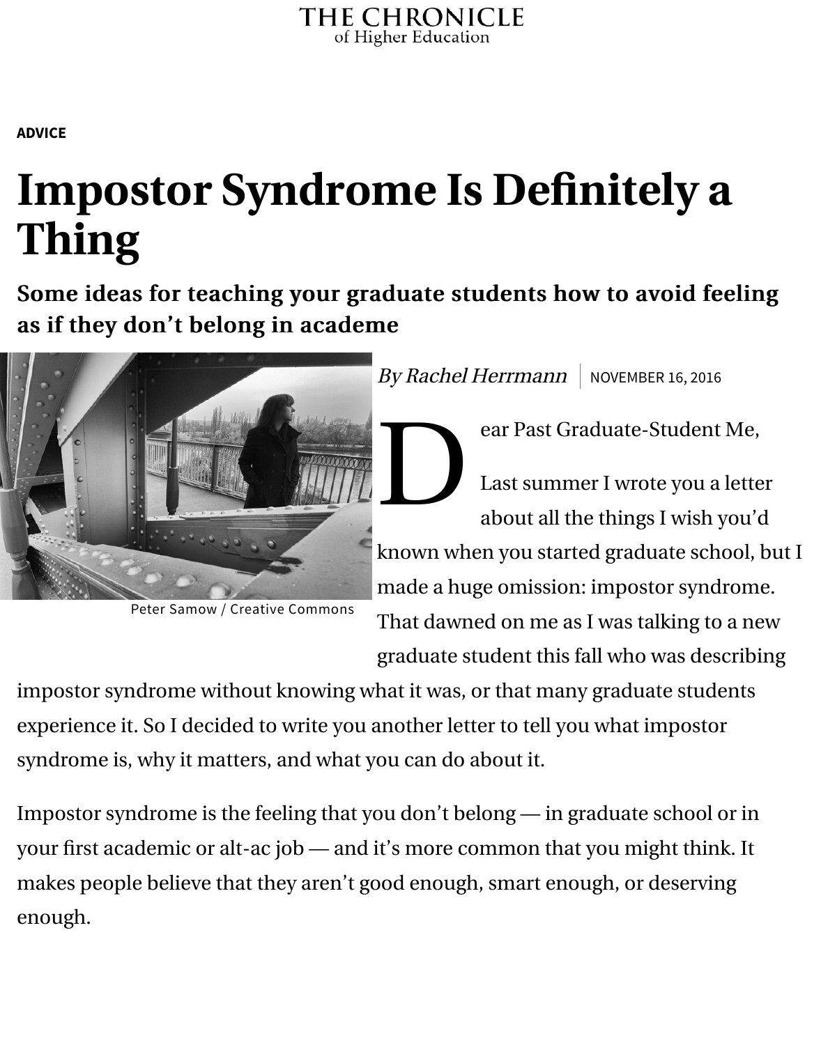THE CHRONICLE of Higher Education

ADVICE

# Impostor Syndrome Is Definitely a Thing

## Some ideas for teaching your graduate students how to avoid feeling as if they don't belong in academe

Peter Samow / Creative Commons

*By Rachel Herrmann* | NOVEMBER 16, 2016

Dear Past Graduate-Student Me,

Last summer I wrote you a letter about all the things I wish you'd known when you started graduate school, but I made a huge omission: impostor syndrome. That dawned on me as I was talking to a new graduate student this fall who was describing impostor syndrome without knowing what it was, or that many graduate students experience it. So I decided to write you another letter to tell you what impostor syndrome is, why it matters, and what you can do about it.

Impostor syndrome is the feeling that you don't belong — in graduate school or in your first academic or alt-ac job — and it's more common that you might think. It makes people believe that they aren't good enough, smart enough, or deserving enough.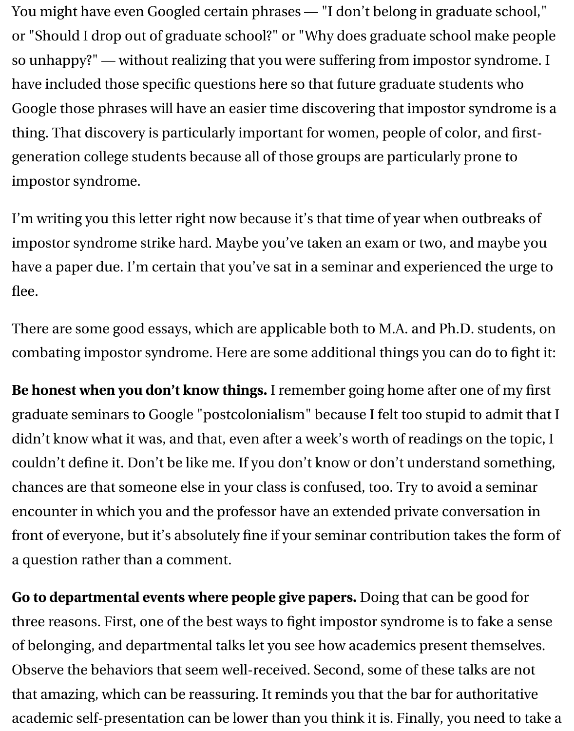You might have even Googled certain phrases — "I don't belong in graduate school," or "Should I drop out of graduate school?" or "Why does graduate school make people so unhappy?" — without realizing that you were suffering from impostor syndrome. I have included those specific questions here so that future graduate students who Google those phrases will have an easier time discovering that impostor syndrome is a thing. That discovery is particularly important for women, people of color, and first-generation college students because all of those groups are particularly prone to impostor syndrome.

I'm writing you this letter right now because it's that time of year when outbreaks of impostor syndrome strike hard. Maybe you've taken an exam or two, and maybe you have a paper due. I'm certain that you've sat in a seminar and experienced the urge to flee.

There are some good essays, which are applicable both to M.A. and Ph.D. students, on combating impostor syndrome. Here are some additional things you can do to fight it:

**Be honest when you don't know things.** I remember going home after one of my first graduate seminars to Google "postcolonialism" because I felt too stupid to admit that I didn't know what it was, and that, even after a week's worth of readings on the topic, I couldn't define it. Don't be like me. If you don't know or don't understand something, chances are that someone else in your class is confused, too. Try to avoid a seminar encounter in which you and the professor have an extended private conversation in front of everyone, but it's absolutely fine if your seminar contribution takes the form of a question rather than a comment.

**Go to departmental events where people give papers.** Doing that can be good for three reasons. First, one of the best ways to fight impostor syndrome is to fake a sense of belonging, and departmental talks let you see how academics present themselves. Observe the behaviors that seem well-received. Second, some of these talks are not that amazing, which can be reassuring. It reminds you that the bar for authoritative academic self-presentation can be lower than you think it is. Finally, you need to take a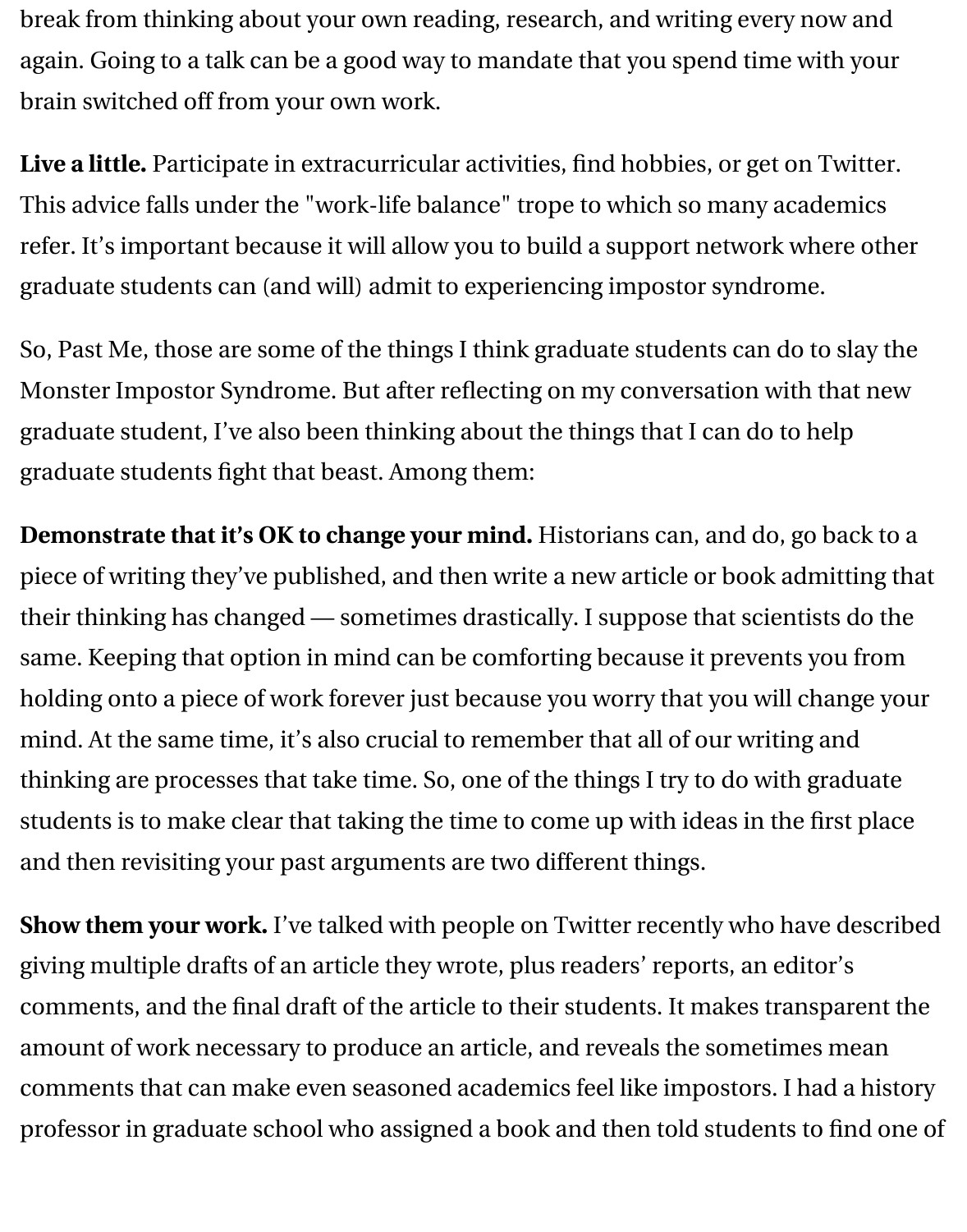break from thinking about your own reading, research, and writing every now and again. Going to a talk can be a good way to mandate that you spend time with your brain switched off from your own work.

**Live a little.** Participate in extracurricular activities, find hobbies, or get on Twitter. This advice falls under the "work-life balance" trope to which so many academics refer. It's important because it will allow you to build a support network where other graduate students can (and will) admit to experiencing impostor syndrome.

So, Past Me, those are some of the things I think graduate students can do to slay the Monster Impostor Syndrome. But after reflecting on my conversation with that new graduate student, I've also been thinking about the things that I can do to help graduate students fight that beast. Among them:

**Demonstrate that it's OK to change your mind.** Historians can, and do, go back to a piece of writing they've published, and then write a new article or book admitting that their thinking has changed — sometimes drastically. I suppose that scientists do the same. Keeping that option in mind can be comforting because it prevents you from holding onto a piece of work forever just because you worry that you will change your mind. At the same time, it's also crucial to remember that all of our writing and thinking are processes that take time. So, one of the things I try to do with graduate students is to make clear that taking the time to come up with ideas in the first place and then revisiting your past arguments are two different things.

**Show them your work.** I've talked with people on Twitter recently who have described giving multiple drafts of an article they wrote, plus readers' reports, an editor's comments, and the final draft of the article to their students. It makes transparent the amount of work necessary to produce an article, and reveals the sometimes mean comments that can make even seasoned academics feel like impostors. I had a history professor in graduate school who assigned a book and then told students to find one of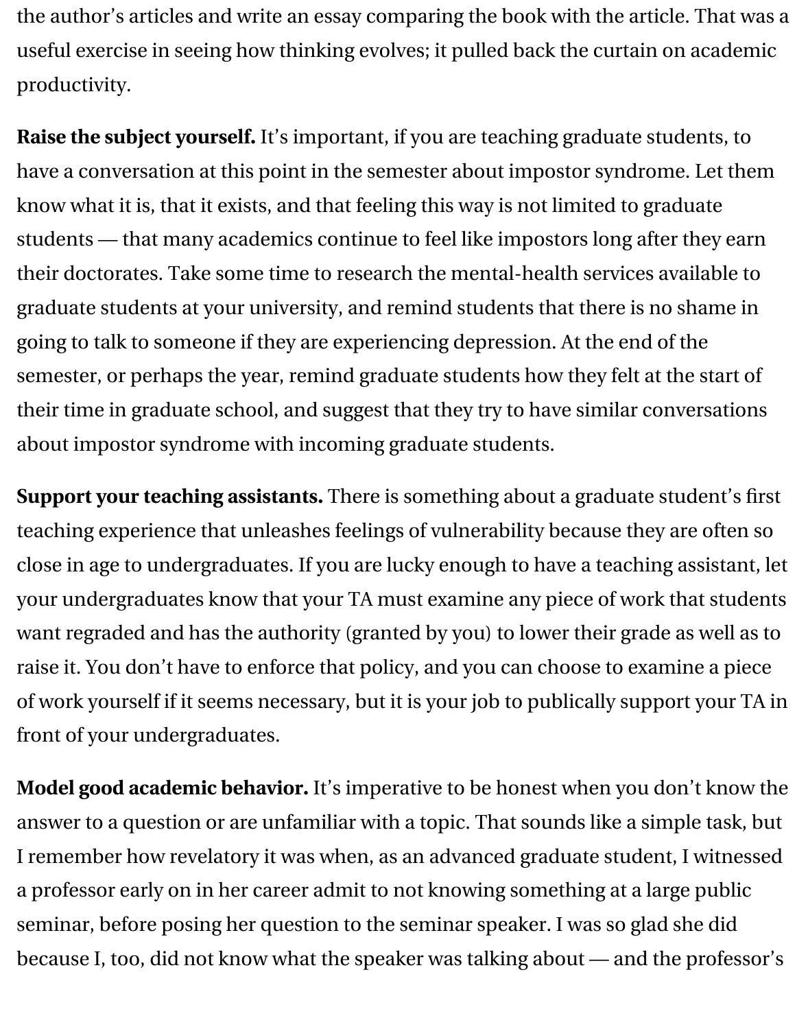the author's articles and write an essay comparing the book with the article. That was a useful exercise in seeing how thinking evolves; it pulled back the curtain on academic productivity.

**Raise the subject yourself.** It's important, if you are teaching graduate students, to have a conversation at this point in the semester about impostor syndrome. Let them know what it is, that it exists, and that feeling this way is not limited to graduate students — that many academics continue to feel like impostors long after they earn their doctorates. Take some time to research the mental-health services available to graduate students at your university, and remind students that there is no shame in going to talk to someone if they are experiencing depression. At the end of the semester, or perhaps the year, remind graduate students how they felt at the start of their time in graduate school, and suggest that they try to have similar conversations about impostor syndrome with incoming graduate students.

**Support your teaching assistants.** There is something about a graduate student's first teaching experience that unleashes feelings of vulnerability because they are often so close in age to undergraduates. If you are lucky enough to have a teaching assistant, let your undergraduates know that your TA must examine any piece of work that students want regraded and has the authority (granted by you) to lower their grade as well as to raise it. You don't have to enforce that policy, and you can choose to examine a piece of work yourself if it seems necessary, but it is your job to publically support your TA in front of your undergraduates.

**Model good academic behavior.** It's imperative to be honest when you don't know the answer to a question or are unfamiliar with a topic. That sounds like a simple task, but I remember how revelatory it was when, as an advanced graduate student, I witnessed a professor early on in her career admit to not knowing something at a large public seminar, before posing her question to the seminar speaker. I was so glad she did because I, too, did not know what the speaker was talking about — and the professor's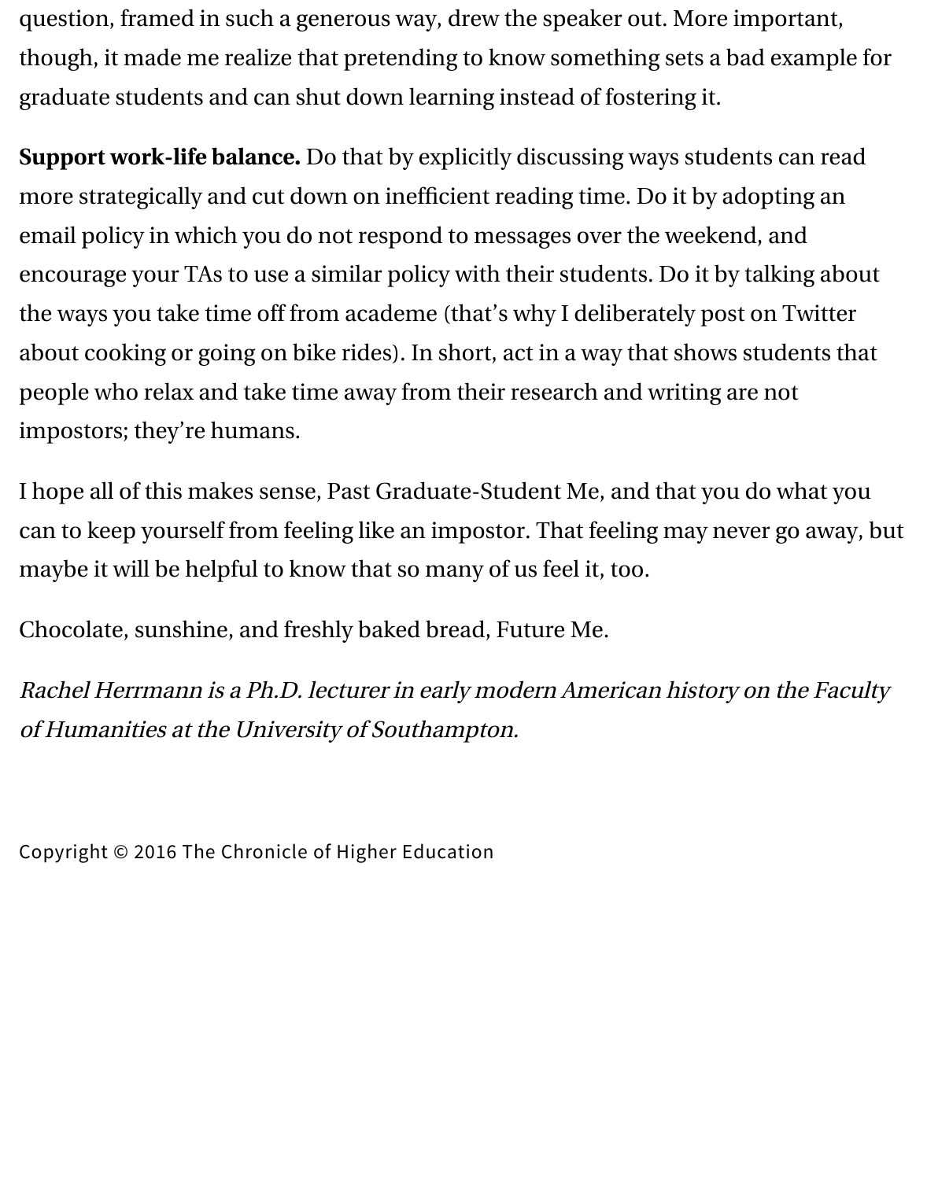question, framed in such a generous way, drew the speaker out. More important, though, it made me realize that pretending to know something sets a bad example for graduate students and can shut down learning instead of fostering it.

**Support work-life balance.** Do that by explicitly discussing ways students can read more strategically and cut down on inefficient reading time. Do it by adopting an email policy in which you do not respond to messages over the weekend, and encourage your TAs to use a similar policy with their students. Do it by talking about the ways you take time off from academe (that's why I deliberately post on Twitter about cooking or going on bike rides). In short, act in a way that shows students that people who relax and take time away from their research and writing are not impostors; they're humans.

I hope all of this makes sense, Past Graduate-Student Me, and that you do what you can to keep yourself from feeling like an impostor. That feeling may never go away, but maybe it will be helpful to know that so many of us feel it, too.

Chocolate, sunshine, and freshly baked bread, Future Me.

*Rachel Herrmann is a Ph.D. lecturer in early modern American history on the Faculty of Humanities at the University of Southampton.*

Copyright © 2016 The Chronicle of Higher Education